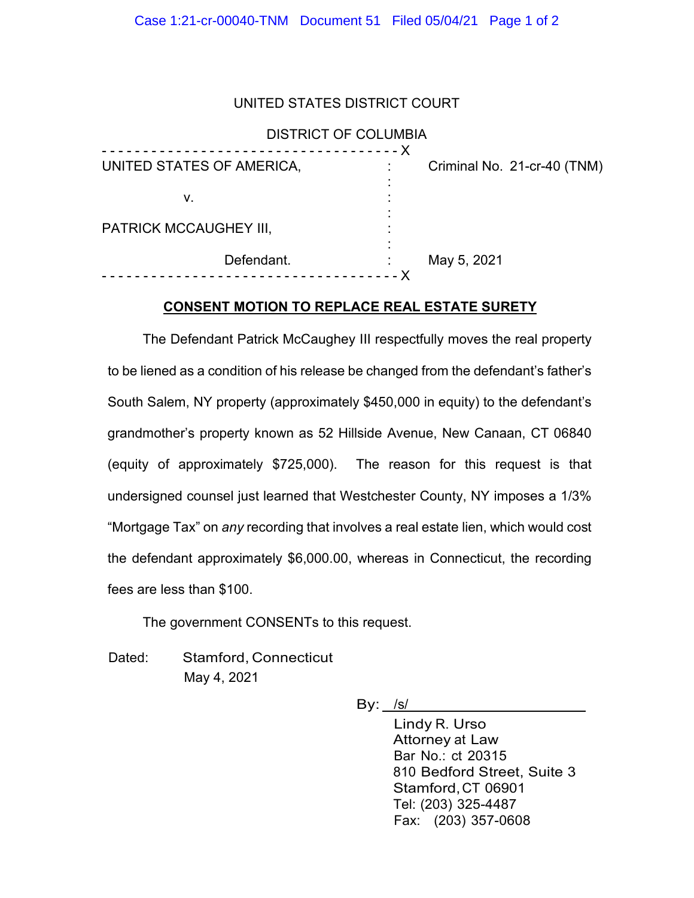UNITED STATES DISTRICT COURT

DISTRICT OF COLUMBIA

| | | |
|---|---|---|
| UNITED STATES OF AMERICA, | : | Criminal No. 21-cr-40 (TNM) |
| v. | : | |
| PATRICK MCCAUGHEY III, | : | |
| Defendant. | : | May 5, 2021 |

**CONSENT MOTION TO REPLACE REAL ESTATE SURETY**

The Defendant Patrick McCaughey III respectfully moves the real property to be liened as a condition of his release be changed from the defendant's father's South Salem, NY property (approximately $450,000 in equity) to the defendant's grandmother's property known as 52 Hillside Avenue, New Canaan, CT 06840 (equity of approximately $725,000). The reason for this request is that undersigned counsel just learned that Westchester County, NY imposes a 1/3% "Mortgage Tax" on *any* recording that involves a real estate lien, which would cost the defendant approximately $6,000.00, whereas in Connecticut, the recording fees are less than $100.

The government CONSENTs to this request.

Dated: Stamford, Connecticut
May 4, 2021

By: /s/

Lindy R. Urso
Attorney at Law
Bar No.: ct 20315
810 Bedford Street, Suite 3
Stamford, CT 06901
Tel: (203) 325-4487
Fax: (203) 357-0608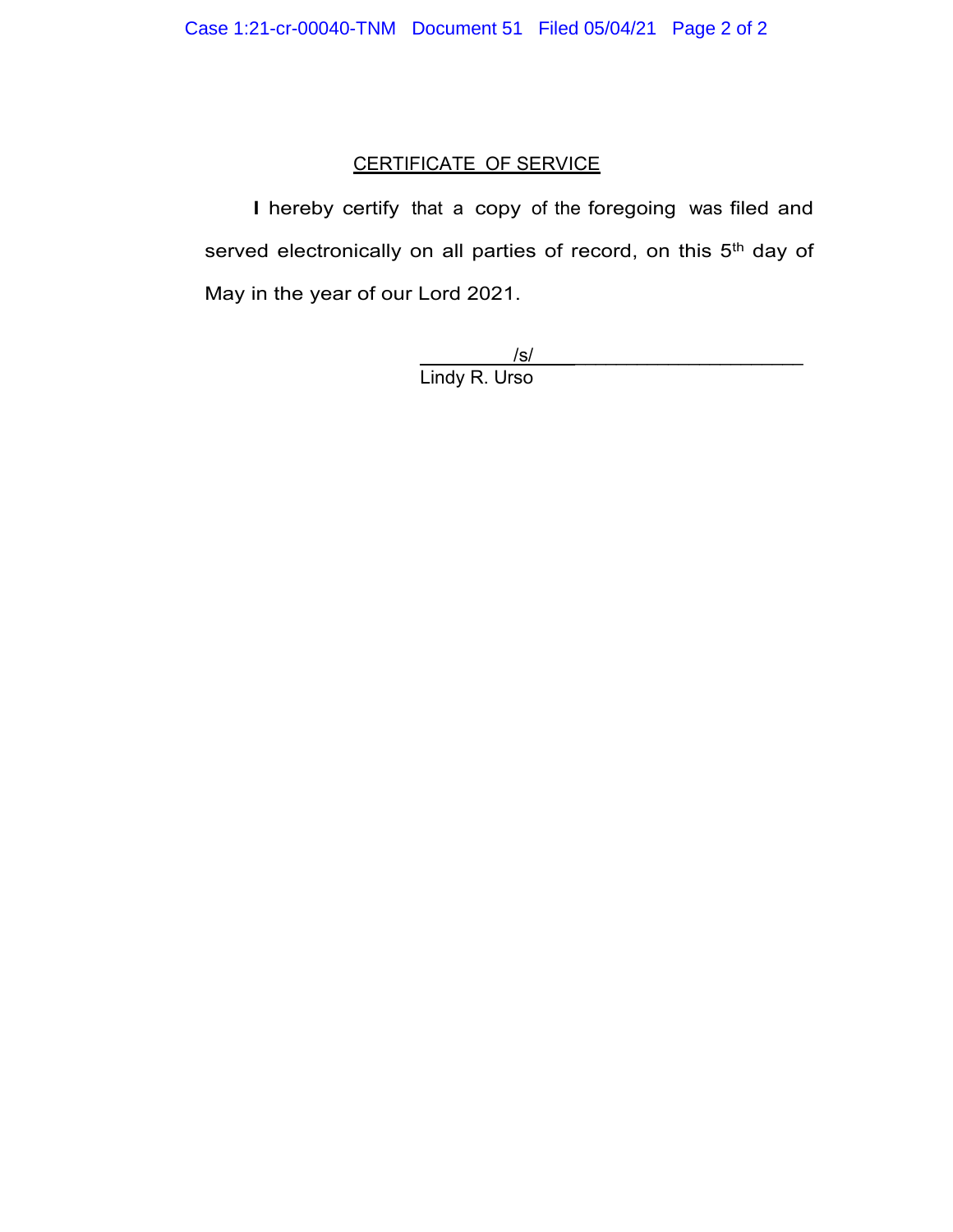## CERTIFICATE OF SERVICE

I hereby certify that a copy of the foregoing was filed and served electronically on all parties of record, on this 5th day of May in the year of our Lord 2021.

/s/

Lindy R. Urso